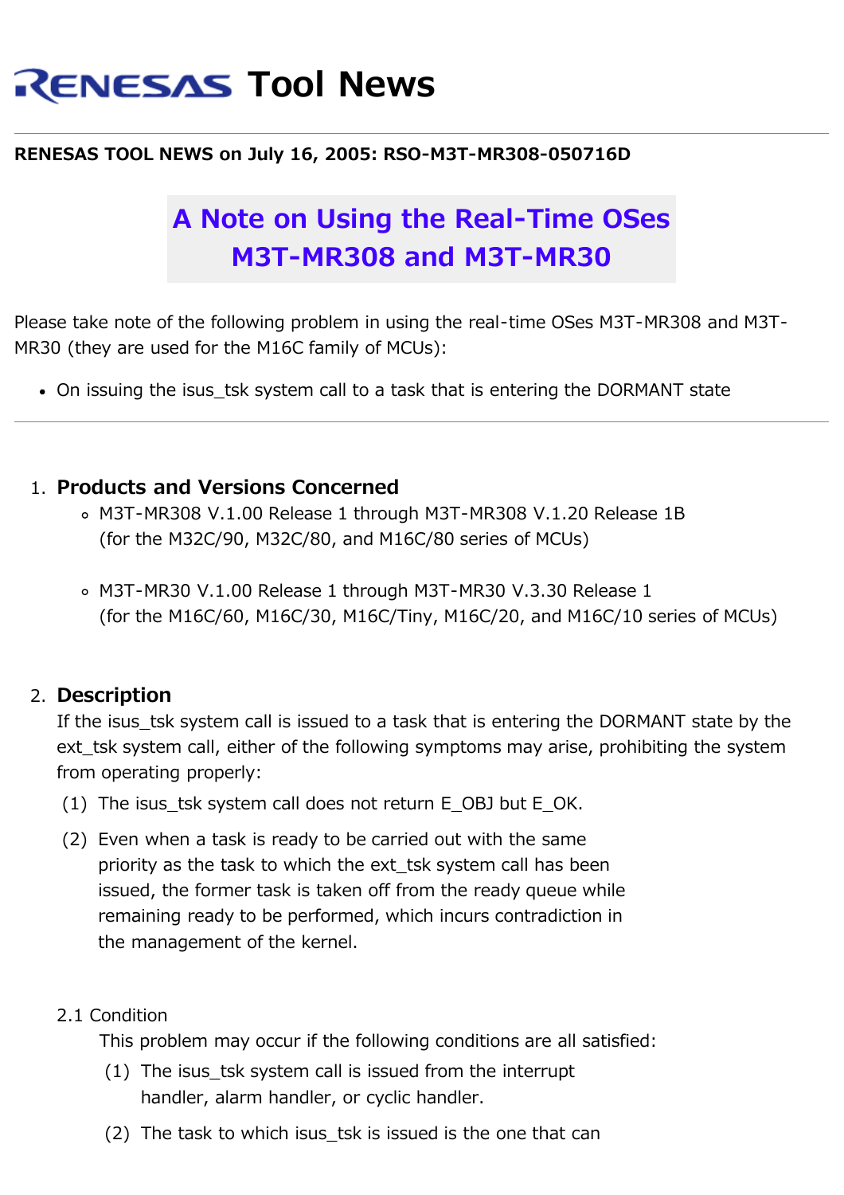# RENESAS Tool News

**RENESAS TOOL NEWS on July 16, 2005: RSO-M3T-MR308-050716D**

## A Note on Using the Real-Time OSes M3T-MR308 and M3T-MR30

Please take note of the following problem in using the real-time OSes M3T-MR308 and M3T-MR30 (they are used for the M16C family of MCUs):

- On issuing the isus_tsk system call to a task that is entering the DORMANT state

---

1. **Products and Versions Concerned**
   - M3T-MR308 V.1.00 Release 1 through M3T-MR308 V.1.20 Release 1B
     (for the M32C/90, M32C/80, and M16C/80 series of MCUs)
   - M3T-MR30 V.1.00 Release 1 through M3T-MR30 V.3.30 Release 1
     (for the M16C/60, M16C/30, M16C/Tiny, M16C/20, and M16C/10 series of MCUs)

2. **Description**
   If the isus_tsk system call is issued to a task that is entering the DORMANT state by the ext_tsk system call, either of the following symptoms may arise, prohibiting the system from operating properly:
   (1) The isus_tsk system call does not return E_OBJ but E_OK.
   (2) Even when a task is ready to be carried out with the same priority as the task to which the ext_tsk system call has been issued, the former task is taken off from the ready queue while remaining ready to be performed, which incurs contradiction in the management of the kernel.

   2.1 Condition
   This problem may occur if the following conditions are all satisfied:
   (1) The isus_tsk system call is issued from the interrupt handler, alarm handler, or cyclic handler.
   (2) The task to which isus_tsk is issued is the one that can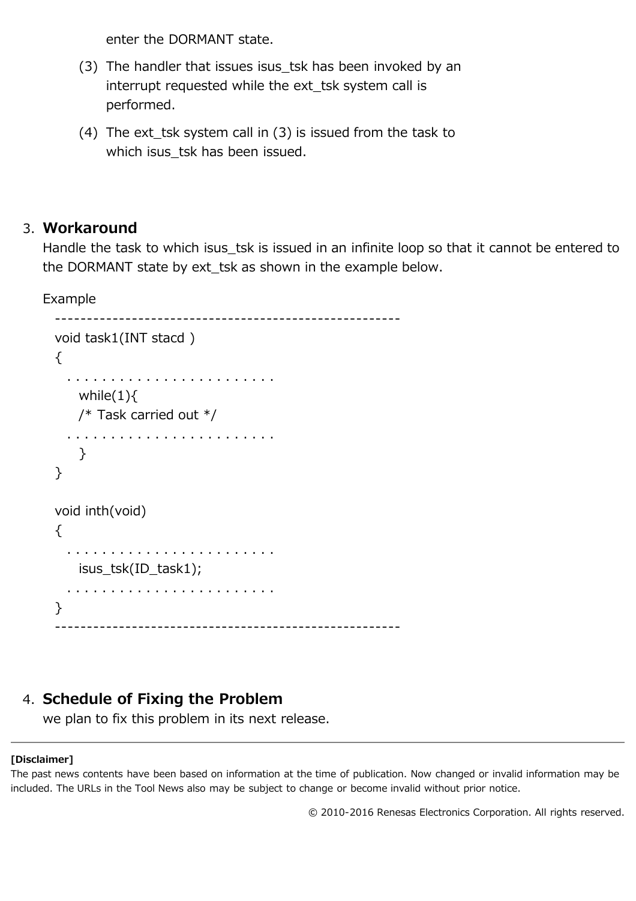enter the DORMANT state.

(3) The handler that issues isus_tsk has been invoked by an interrupt requested while the ext_tsk system call is performed.

(4) The ext_tsk system call in (3) is issued from the task to which isus_tsk has been issued.

## 3. Workaround

Handle the task to which isus_tsk is issued in an infinite loop so that it cannot be entered to the DORMANT state by ext_tsk as shown in the example below.

Example

```
----------------------------------------------------
void task1(INT stacd )
{
  . . . . . . . . . . . . . . . . . . . . . . . .
    while(1){
    /* Task carried out */
  . . . . . . . . . . . . . . . . . . . . . . . .
    }
}

void inth(void)
{
  . . . . . . . . . . . . . . . . . . . . . . . .
    isus_tsk(ID_task1);
  . . . . . . . . . . . . . . . . . . . . . . . .
}
----------------------------------------------------
```

## 4. Schedule of Fixing the Problem

we plan to fix this problem in its next release.

---

**[Disclaimer]**

The past news contents have been based on information at the time of publication. Now changed or invalid information may be included. The URLs in the Tool News also may be subject to change or become invalid without prior notice.

© 2010-2016 Renesas Electronics Corporation. All rights reserved.